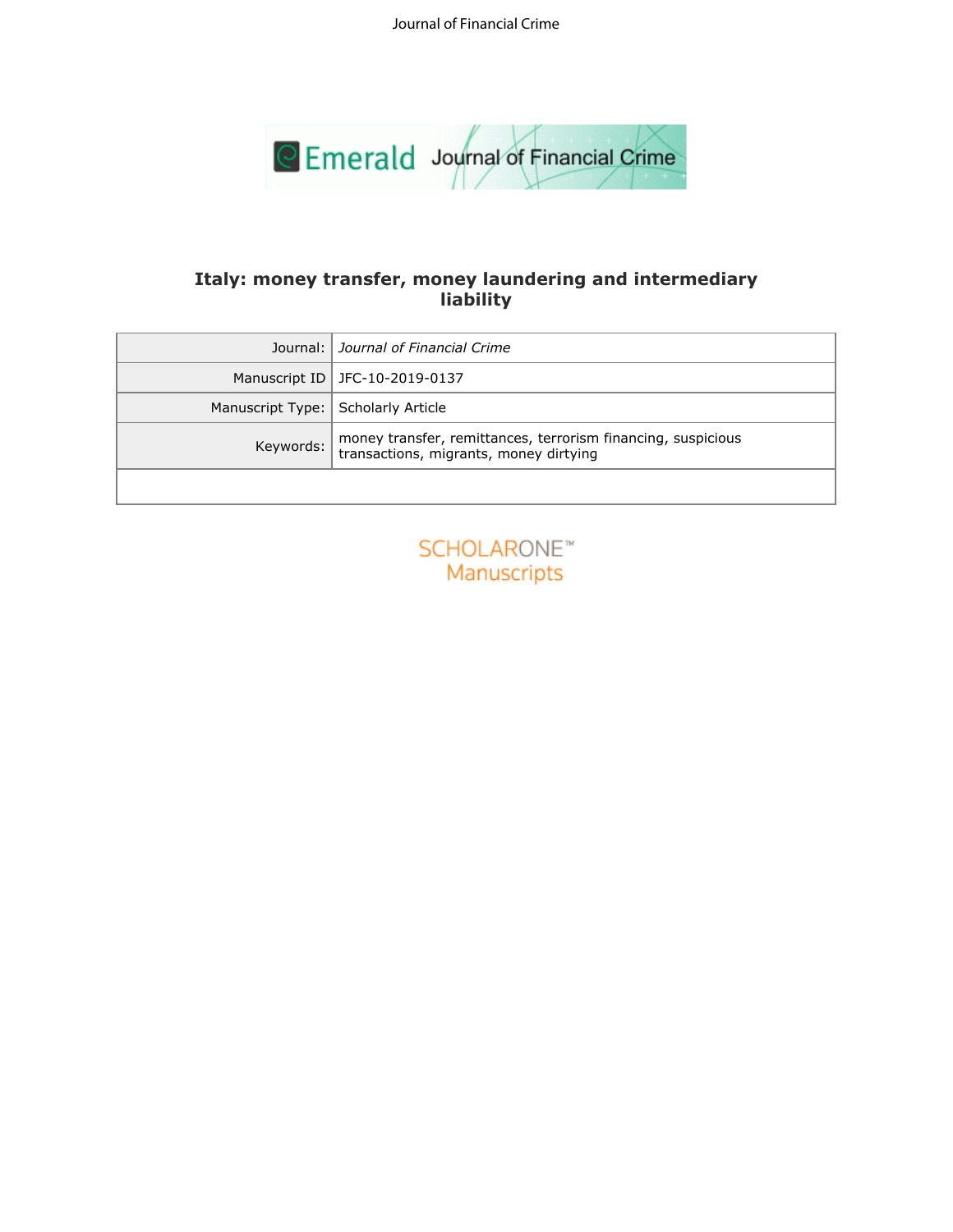# Italy: money transfer, money laundering and intermediary liability

| | |
|---|---|
| Journal: | *Journal of Financial Crime* |
| Manuscript ID | JFC-10-2019-0137 |
| Manuscript Type: | Scholarly Article |
| Keywords: | money transfer, remittances, terrorism financing, suspicious transactions, migrants, money dirtying |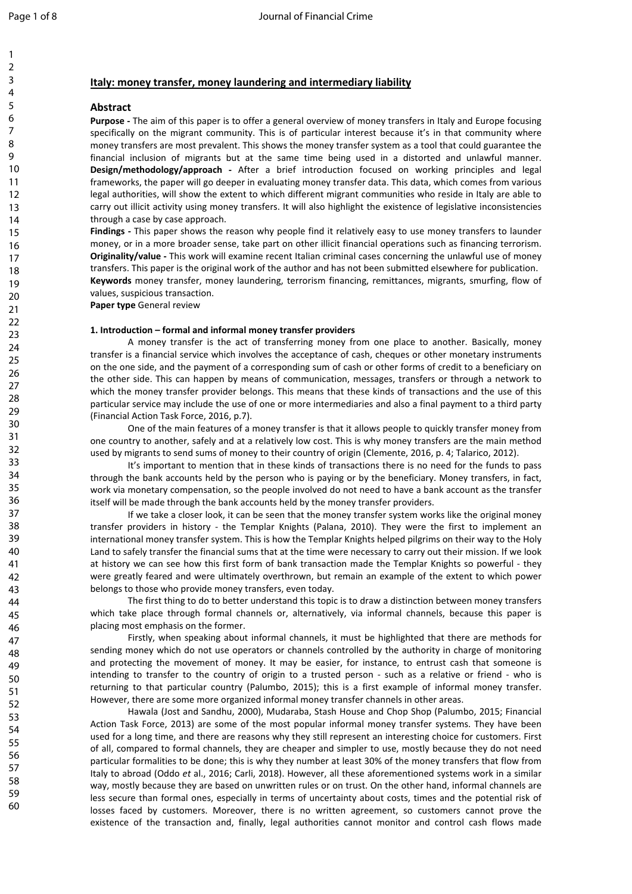## Italy: money transfer, money laundering and intermediary liability

### Abstract

**Purpose -** The aim of this paper is to offer a general overview of money transfers in Italy and Europe focusing specifically on the migrant community. This is of particular interest because it's in that community where money transfers are most prevalent. This shows the money transfer system as a tool that could guarantee the financial inclusion of migrants but at the same time being used in a distorted and unlawful manner.
**Design/methodology/approach -** After a brief introduction focused on working principles and legal frameworks, the paper will go deeper in evaluating money transfer data. This data, which comes from various legal authorities, will show the extent to which different migrant communities who reside in Italy are able to carry out illicit activity using money transfers. It will also highlight the existence of legislative inconsistencies through a case by case approach.
**Findings -** This paper shows the reason why people find it relatively easy to use money transfers to launder money, or in a more broader sense, take part on other illicit financial operations such as financing terrorism.
**Originality/value -** This work will examine recent Italian criminal cases concerning the unlawful use of money transfers. This paper is the original work of the author and has not been submitted elsewhere for publication.
**Keywords** money transfer, money laundering, terrorism financing, remittances, migrants, smurfing, flow of values, suspicious transaction.
**Paper type** General review

### 1. Introduction – formal and informal money transfer providers

A money transfer is the act of transferring money from one place to another. Basically, money transfer is a financial service which involves the acceptance of cash, cheques or other monetary instruments on the one side, and the payment of a corresponding sum of cash or other forms of credit to a beneficiary on the other side. This can happen by means of communication, messages, transfers or through a network to which the money transfer provider belongs. This means that these kinds of transactions and the use of this particular service may include the use of one or more intermediaries and also a final payment to a third party (Financial Action Task Force, 2016, p.7).

One of the main features of a money transfer is that it allows people to quickly transfer money from one country to another, safely and at a relatively low cost. This is why money transfers are the main method used by migrants to send sums of money to their country of origin (Clemente, 2016, p. 4; Talarico, 2012).

It's important to mention that in these kinds of transactions there is no need for the funds to pass through the bank accounts held by the person who is paying or by the beneficiary. Money transfers, in fact, work via monetary compensation, so the people involved do not need to have a bank account as the transfer itself will be made through the bank accounts held by the money transfer providers.

If we take a closer look, it can be seen that the money transfer system works like the original money transfer providers in history - the Templar Knights (Palana, 2010). They were the first to implement an international money transfer system. This is how the Templar Knights helped pilgrims on their way to the Holy Land to safely transfer the financial sums that at the time were necessary to carry out their mission. If we look at history we can see how this first form of bank transaction made the Templar Knights so powerful - they were greatly feared and were ultimately overthrown, but remain an example of the extent to which power belongs to those who provide money transfers, even today.

The first thing to do to better understand this topic is to draw a distinction between money transfers which take place through formal channels or, alternatively, via informal channels, because this paper is placing most emphasis on the former.

Firstly, when speaking about informal channels, it must be highlighted that there are methods for sending money which do not use operators or channels controlled by the authority in charge of monitoring and protecting the movement of money. It may be easier, for instance, to entrust cash that someone is intending to transfer to the country of origin to a trusted person - such as a relative or friend - who is returning to that particular country (Palumbo, 2015); this is a first example of informal money transfer. However, there are some more organized informal money transfer channels in other areas.

Hawala (Jost and Sandhu, 2000), Mudaraba, Stash House and Chop Shop (Palumbo, 2015; Financial Action Task Force, 2013) are some of the most popular informal money transfer systems. They have been used for a long time, and there are reasons why they still represent an interesting choice for customers. First of all, compared to formal channels, they are cheaper and simpler to use, mostly because they do not need particular formalities to be done; this is why they number at least 30% of the money transfers that flow from Italy to abroad (Oddo *et* al., 2016; Carli, 2018). However, all these aforementioned systems work in a similar way, mostly because they are based on unwritten rules or on trust. On the other hand, informal channels are less secure than formal ones, especially in terms of uncertainty about costs, times and the potential risk of losses faced by customers. Moreover, there is no written agreement, so customers cannot prove the existence of the transaction and, finally, legal authorities cannot monitor and control cash flows made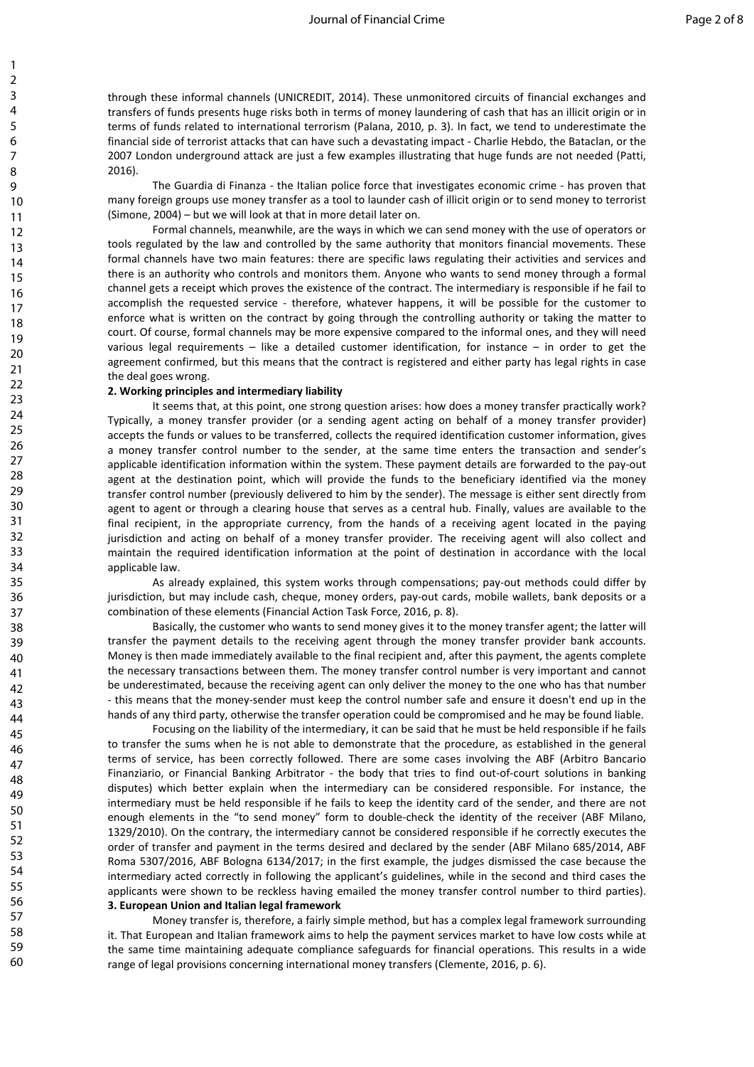through these informal channels (UNICREDIT, 2014). These unmonitored circuits of financial exchanges and transfers of funds presents huge risks both in terms of money laundering of cash that has an illicit origin or in terms of funds related to international terrorism (Palana, 2010, p. 3). In fact, we tend to underestimate the financial side of terrorist attacks that can have such a devastating impact - Charlie Hebdo, the Bataclan, or the 2007 London underground attack are just a few examples illustrating that huge funds are not needed (Patti, 2016).

The Guardia di Finanza - the Italian police force that investigates economic crime - has proven that many foreign groups use money transfer as a tool to launder cash of illicit origin or to send money to terrorist (Simone, 2004) – but we will look at that in more detail later on.

Formal channels, meanwhile, are the ways in which we can send money with the use of operators or tools regulated by the law and controlled by the same authority that monitors financial movements. These formal channels have two main features: there are specific laws regulating their activities and services and there is an authority who controls and monitors them. Anyone who wants to send money through a formal channel gets a receipt which proves the existence of the contract. The intermediary is responsible if he fail to accomplish the requested service - therefore, whatever happens, it will be possible for the customer to enforce what is written on the contract by going through the controlling authority or taking the matter to court. Of course, formal channels may be more expensive compared to the informal ones, and they will need various legal requirements – like a detailed customer identification, for instance – in order to get the agreement confirmed, but this means that the contract is registered and either party has legal rights in case the deal goes wrong.

**2. Working principles and intermediary liability**

It seems that, at this point, one strong question arises: how does a money transfer practically work? Typically, a money transfer provider (or a sending agent acting on behalf of a money transfer provider) accepts the funds or values to be transferred, collects the required identification customer information, gives a money transfer control number to the sender, at the same time enters the transaction and sender's applicable identification information within the system. These payment details are forwarded to the pay-out agent at the destination point, which will provide the funds to the beneficiary identified via the money transfer control number (previously delivered to him by the sender). The message is either sent directly from agent to agent or through a clearing house that serves as a central hub. Finally, values are available to the final recipient, in the appropriate currency, from the hands of a receiving agent located in the paying jurisdiction and acting on behalf of a money transfer provider. The receiving agent will also collect and maintain the required identification information at the point of destination in accordance with the local applicable law.

As already explained, this system works through compensations; pay-out methods could differ by jurisdiction, but may include cash, cheque, money orders, pay-out cards, mobile wallets, bank deposits or a combination of these elements (Financial Action Task Force, 2016, p. 8).

Basically, the customer who wants to send money gives it to the money transfer agent; the latter will transfer the payment details to the receiving agent through the money transfer provider bank accounts. Money is then made immediately available to the final recipient and, after this payment, the agents complete the necessary transactions between them. The money transfer control number is very important and cannot be underestimated, because the receiving agent can only deliver the money to the one who has that number - this means that the money-sender must keep the control number safe and ensure it doesn't end up in the hands of any third party, otherwise the transfer operation could be compromised and he may be found liable.

Focusing on the liability of the intermediary, it can be said that he must be held responsible if he fails to transfer the sums when he is not able to demonstrate that the procedure, as established in the general terms of service, has been correctly followed. There are some cases involving the ABF (Arbitro Bancario Finanziario, or Financial Banking Arbitrator - the body that tries to find out-of-court solutions in banking disputes) which better explain when the intermediary can be considered responsible. For instance, the intermediary must be held responsible if he fails to keep the identity card of the sender, and there are not enough elements in the "to send money" form to double-check the identity of the receiver (ABF Milano, 1329/2010). On the contrary, the intermediary cannot be considered responsible if he correctly executes the order of transfer and payment in the terms desired and declared by the sender (ABF Milano 685/2014, ABF Roma 5307/2016, ABF Bologna 6134/2017; in the first example, the judges dismissed the case because the intermediary acted correctly in following the applicant's guidelines, while in the second and third cases the applicants were shown to be reckless having emailed the money transfer control number to third parties).

**3. European Union and Italian legal framework**

Money transfer is, therefore, a fairly simple method, but has a complex legal framework surrounding it. That European and Italian framework aims to help the payment services market to have low costs while at the same time maintaining adequate compliance safeguards for financial operations. This results in a wide range of legal provisions concerning international money transfers (Clemente, 2016, p. 6).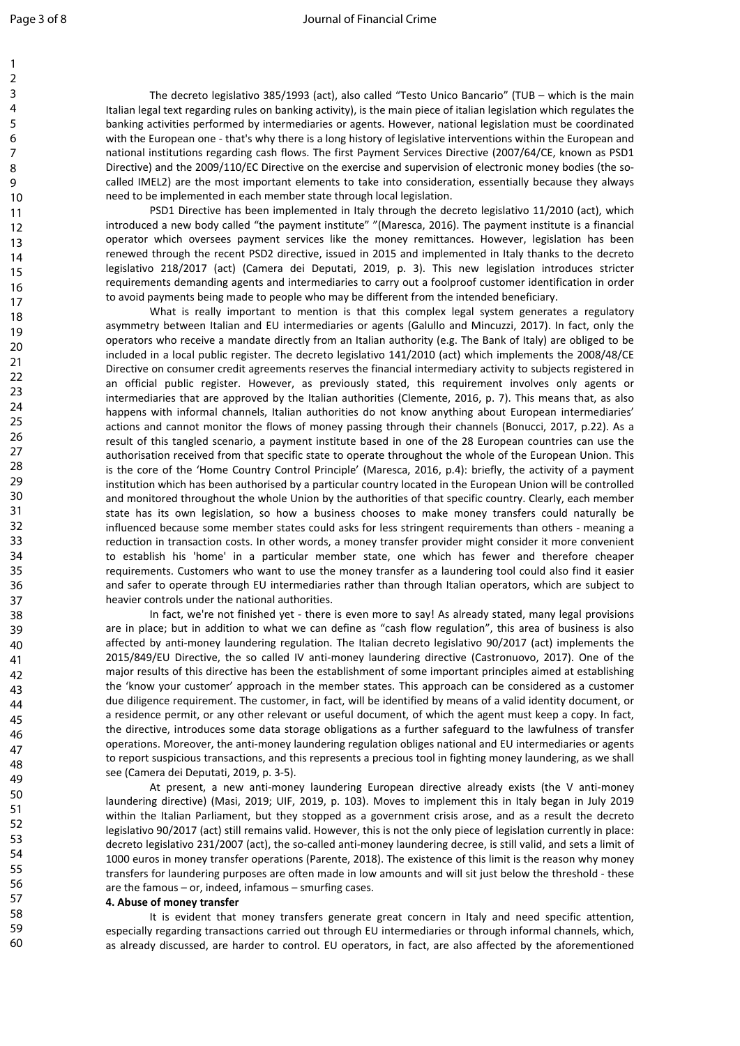The decreto legislativo 385/1993 (act), also called "Testo Unico Bancario" (TUB – which is the main Italian legal text regarding rules on banking activity), is the main piece of italian legislation which regulates the banking activities performed by intermediaries or agents. However, national legislation must be coordinated with the European one - that's why there is a long history of legislative interventions within the European and national institutions regarding cash flows. The first Payment Services Directive (2007/64/CE, known as PSD1 Directive) and the 2009/110/EC Directive on the exercise and supervision of electronic money bodies (the so-called IMEL2) are the most important elements to take into consideration, essentially because they always need to be implemented in each member state through local legislation.

PSD1 Directive has been implemented in Italy through the decreto legislativo 11/2010 (act), which introduced a new body called "the payment institute" "(Maresca, 2016). The payment institute is a financial operator which oversees payment services like the money remittances. However, legislation has been renewed through the recent PSD2 directive, issued in 2015 and implemented in Italy thanks to the decreto legislativo 218/2017 (act) (Camera dei Deputati, 2019, p. 3). This new legislation introduces stricter requirements demanding agents and intermediaries to carry out a foolproof customer identification in order to avoid payments being made to people who may be different from the intended beneficiary.

What is really important to mention is that this complex legal system generates a regulatory asymmetry between Italian and EU intermediaries or agents (Galullo and Mincuzzi, 2017). In fact, only the operators who receive a mandate directly from an Italian authority (e.g. The Bank of Italy) are obliged to be included in a local public register. The decreto legislativo 141/2010 (act) which implements the 2008/48/CE Directive on consumer credit agreements reserves the financial intermediary activity to subjects registered in an official public register. However, as previously stated, this requirement involves only agents or intermediaries that are approved by the Italian authorities (Clemente, 2016, p. 7). This means that, as also happens with informal channels, Italian authorities do not know anything about European intermediaries' actions and cannot monitor the flows of money passing through their channels (Bonucci, 2017, p.22). As a result of this tangled scenario, a payment institute based in one of the 28 European countries can use the authorisation received from that specific state to operate throughout the whole of the European Union. This is the core of the 'Home Country Control Principle' (Maresca, 2016, p.4): briefly, the activity of a payment institution which has been authorised by a particular country located in the European Union will be controlled and monitored throughout the whole Union by the authorities of that specific country. Clearly, each member state has its own legislation, so how a business chooses to make money transfers could naturally be influenced because some member states could asks for less stringent requirements than others - meaning a reduction in transaction costs. In other words, a money transfer provider might consider it more convenient to establish his 'home' in a particular member state, one which has fewer and therefore cheaper requirements. Customers who want to use the money transfer as a laundering tool could also find it easier and safer to operate through EU intermediaries rather than through Italian operators, which are subject to heavier controls under the national authorities.

In fact, we're not finished yet - there is even more to say! As already stated, many legal provisions are in place; but in addition to what we can define as "cash flow regulation", this area of business is also affected by anti-money laundering regulation. The Italian decreto legislativo 90/2017 (act) implements the 2015/849/EU Directive, the so called IV anti-money laundering directive (Castronuovo, 2017). One of the major results of this directive has been the establishment of some important principles aimed at establishing the 'know your customer' approach in the member states. This approach can be considered as a customer due diligence requirement. The customer, in fact, will be identified by means of a valid identity document, or a residence permit, or any other relevant or useful document, of which the agent must keep a copy. In fact, the directive, introduces some data storage obligations as a further safeguard to the lawfulness of transfer operations. Moreover, the anti-money laundering regulation obliges national and EU intermediaries or agents to report suspicious transactions, and this represents a precious tool in fighting money laundering, as we shall see (Camera dei Deputati, 2019, p. 3-5).

At present, a new anti-money laundering European directive already exists (the V anti-money laundering directive) (Masi, 2019; UIF, 2019, p. 103). Moves to implement this in Italy began in July 2019 within the Italian Parliament, but they stopped as a government crisis arose, and as a result the decreto legislativo 90/2017 (act) still remains valid. However, this is not the only piece of legislation currently in place: decreto legislativo 231/2007 (act), the so-called anti-money laundering decree, is still valid, and sets a limit of 1000 euros in money transfer operations (Parente, 2018). The existence of this limit is the reason why money transfers for laundering purposes are often made in low amounts and will sit just below the threshold - these are the famous – or, indeed, infamous – smurfing cases.

**4. Abuse of money transfer**

It is evident that money transfers generate great concern in Italy and need specific attention, especially regarding transactions carried out through EU intermediaries or through informal channels, which, as already discussed, are harder to control. EU operators, in fact, are also affected by the aforementioned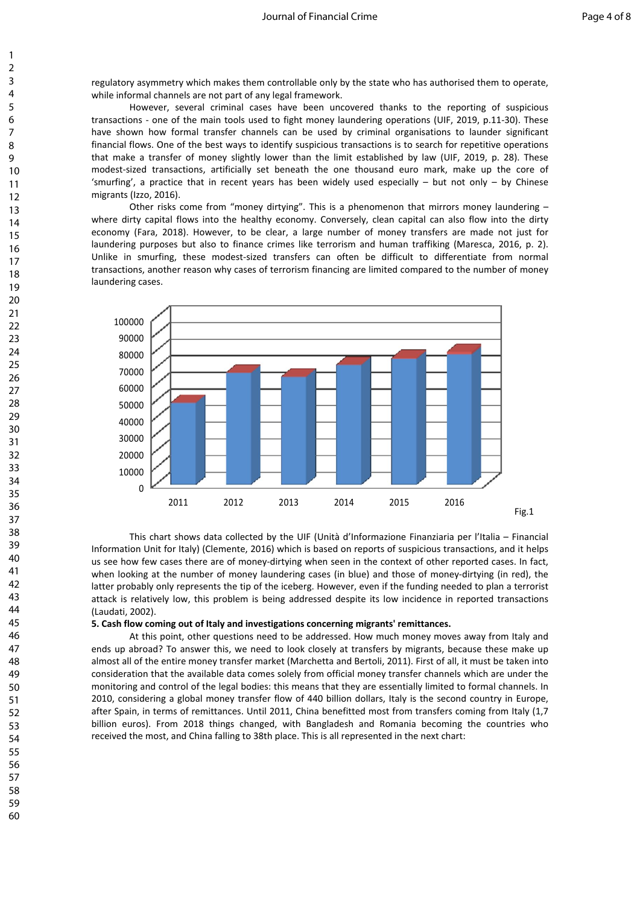regulatory asymmetry which makes them controllable only by the state who has authorised them to operate, while informal channels are not part of any legal framework.

However, several criminal cases have been uncovered thanks to the reporting of suspicious transactions - one of the main tools used to fight money laundering operations (UIF, 2019, p.11-30). These have shown how formal transfer channels can be used by criminal organisations to launder significant financial flows. One of the best ways to identify suspicious transactions is to search for repetitive operations that make a transfer of money slightly lower than the limit established by law (UIF, 2019, p. 28). These modest-sized transactions, artificially set beneath the one thousand euro mark, make up the core of 'smurfing', a practice that in recent years has been widely used especially – but not only – by Chinese migrants (Izzo, 2016).

Other risks come from "money dirtying". This is a phenomenon that mirrors money laundering – where dirty capital flows into the healthy economy. Conversely, clean capital can also flow into the dirty economy (Fara, 2018). However, to be clear, a large number of money transfers are made not just for laundering purposes but also to finance crimes like terrorism and human traffiking (Maresca, 2016, p. 2). Unlike in smurfing, these modest-sized transfers can often be difficult to differentiate from normal transactions, another reason why cases of terrorism financing are limited compared to the number of money laundering cases.

Fig.1

This chart shows data collected by the UIF (Unità d'Informazione Finanziaria per l'Italia – Financial Information Unit for Italy) (Clemente, 2016) which is based on reports of suspicious transactions, and it helps us see how few cases there are of money-dirtying when seen in the context of other reported cases. In fact, when looking at the number of money laundering cases (in blue) and those of money-dirtying (in red), the latter probably only represents the tip of the iceberg. However, even if the funding needed to plan a terrorist attack is relatively low, this problem is being addressed despite its low incidence in reported transactions (Laudati, 2002).

**5. Cash flow coming out of Italy and investigations concerning migrants' remittances.**

At this point, other questions need to be addressed. How much money moves away from Italy and ends up abroad? To answer this, we need to look closely at transfers by migrants, because these make up almost all of the entire money transfer market (Marchetta and Bertoli, 2011). First of all, it must be taken into consideration that the available data comes solely from official money transfer channels which are under the monitoring and control of the legal bodies: this means that they are essentially limited to formal channels. In 2010, considering a global money transfer flow of 440 billion dollars, Italy is the second country in Europe, after Spain, in terms of remittances. Until 2011, China benefitted most from transfers coming from Italy (1,7 billion euros). From 2018 things changed, with Bangladesh and Romania becoming the countries who received the most, and China falling to 38th place. This is all represented in the next chart: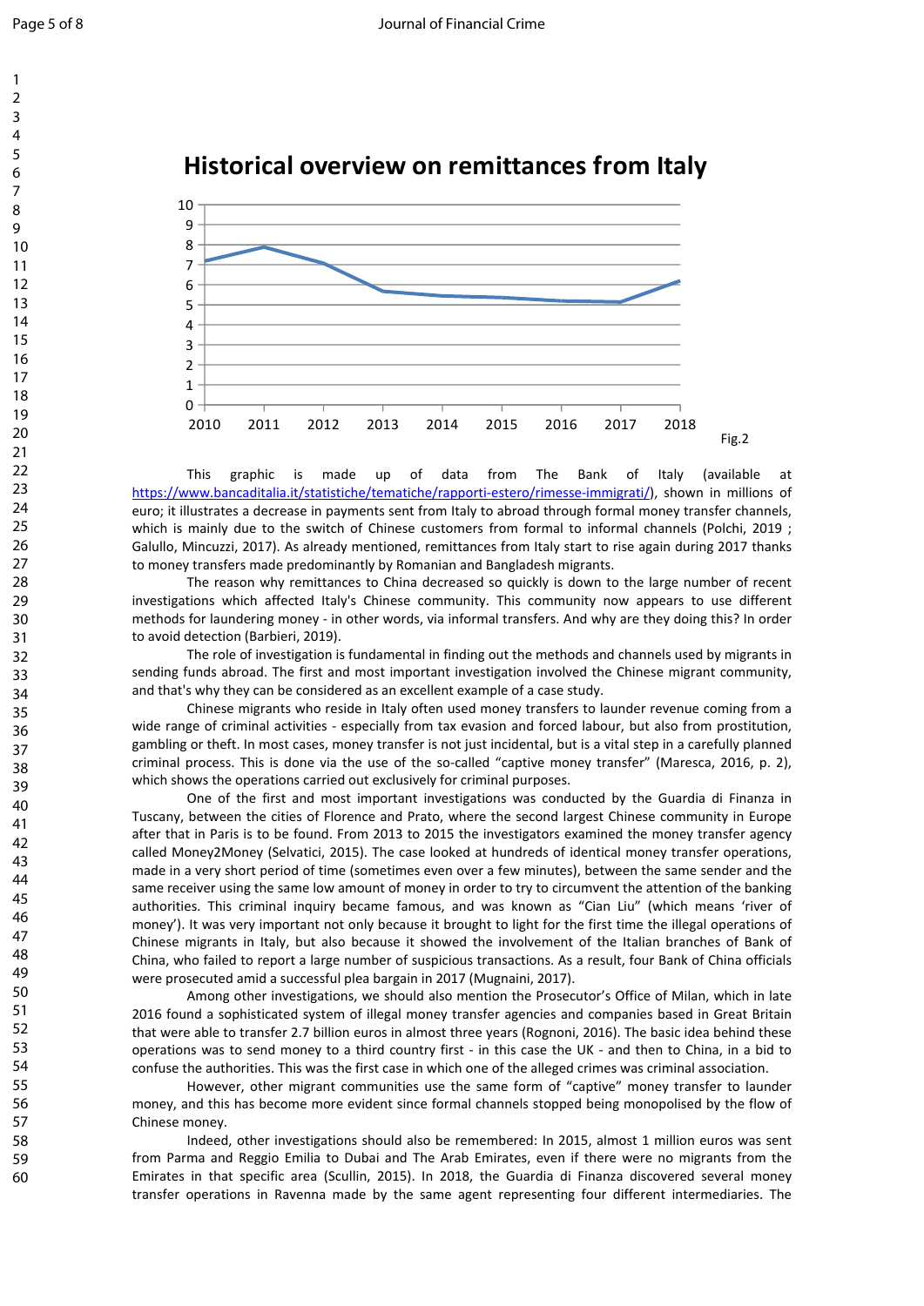Historical overview on remittances from Italy

Fig.2

This graphic is made up of data from The Bank of Italy (available at https://www.bancaditalia.it/statistiche/tematiche/rapporti-estero/rimesse-immigrati/), shown in millions of euro; it illustrates a decrease in payments sent from Italy to abroad through formal money transfer channels, which is mainly due to the switch of Chinese customers from formal to informal channels (Polchi, 2019 ; Galullo, Mincuzzi, 2017). As already mentioned, remittances from Italy start to rise again during 2017 thanks to money transfers made predominantly by Romanian and Bangladesh migrants.

The reason why remittances to China decreased so quickly is down to the large number of recent investigations which affected Italy's Chinese community. This community now appears to use different methods for laundering money - in other words, via informal transfers. And why are they doing this? In order to avoid detection (Barbieri, 2019).

The role of investigation is fundamental in finding out the methods and channels used by migrants in sending funds abroad. The first and most important investigation involved the Chinese migrant community, and that's why they can be considered as an excellent example of a case study.

Chinese migrants who reside in Italy often used money transfers to launder revenue coming from a wide range of criminal activities - especially from tax evasion and forced labour, but also from prostitution, gambling or theft. In most cases, money transfer is not just incidental, but is a vital step in a carefully planned criminal process. This is done via the use of the so-called "captive money transfer" (Maresca, 2016, p. 2), which shows the operations carried out exclusively for criminal purposes.

One of the first and most important investigations was conducted by the Guardia di Finanza in Tuscany, between the cities of Florence and Prato, where the second largest Chinese community in Europe after that in Paris is to be found. From 2013 to 2015 the investigators examined the money transfer agency called Money2Money (Selvatici, 2015). The case looked at hundreds of identical money transfer operations, made in a very short period of time (sometimes even over a few minutes), between the same sender and the same receiver using the same low amount of money in order to try to circumvent the attention of the banking authorities. This criminal inquiry became famous, and was known as "Cian Liu" (which means 'river of money'). It was very important not only because it brought to light for the first time the illegal operations of Chinese migrants in Italy, but also because it showed the involvement of the Italian branches of Bank of China, who failed to report a large number of suspicious transactions. As a result, four Bank of China officials were prosecuted amid a successful plea bargain in 2017 (Mugnaini, 2017).

Among other investigations, we should also mention the Prosecutor's Office of Milan, which in late 2016 found a sophisticated system of illegal money transfer agencies and companies based in Great Britain that were able to transfer 2.7 billion euros in almost three years (Rognoni, 2016). The basic idea behind these operations was to send money to a third country first - in this case the UK - and then to China, in a bid to confuse the authorities. This was the first case in which one of the alleged crimes was criminal association.

However, other migrant communities use the same form of "captive" money transfer to launder money, and this has become more evident since formal channels stopped being monopolised by the flow of Chinese money.

Indeed, other investigations should also be remembered: In 2015, almost 1 million euros was sent from Parma and Reggio Emilia to Dubai and The Arab Emirates, even if there were no migrants from the Emirates in that specific area (Scullin, 2015). In 2018, the Guardia di Finanza discovered several money transfer operations in Ravenna made by the same agent representing four different intermediaries. The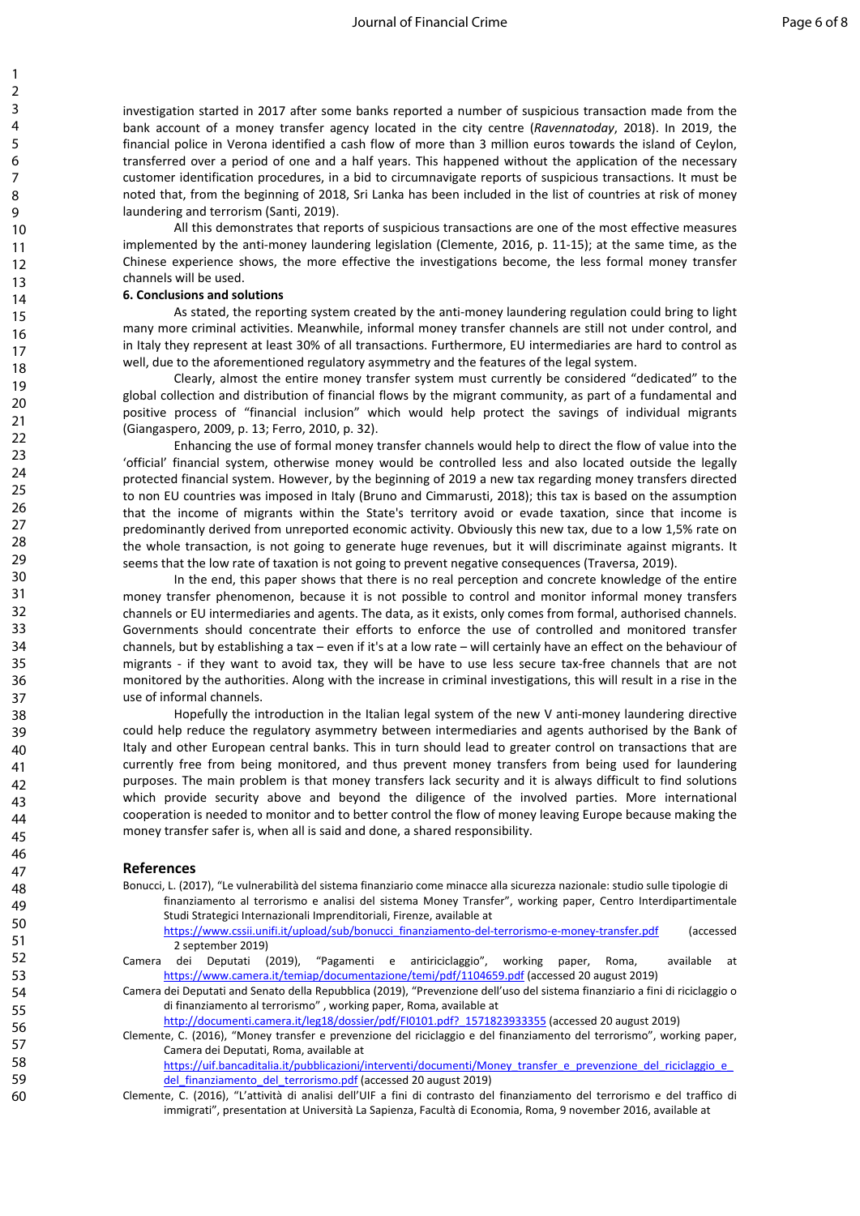investigation started in 2017 after some banks reported a number of suspicious transaction made from the bank account of a money transfer agency located in the city centre (*Ravennatoday*, 2018). In 2019, the financial police in Verona identified a cash flow of more than 3 million euros towards the island of Ceylon, transferred over a period of one and a half years. This happened without the application of the necessary customer identification procedures, in a bid to circumnavigate reports of suspicious transactions. It must be noted that, from the beginning of 2018, Sri Lanka has been included in the list of countries at risk of money laundering and terrorism (Santi, 2019).

All this demonstrates that reports of suspicious transactions are one of the most effective measures implemented by the anti-money laundering legislation (Clemente, 2016, p. 11-15); at the same time, as the Chinese experience shows, the more effective the investigations become, the less formal money transfer channels will be used.

**6. Conclusions and solutions**

As stated, the reporting system created by the anti-money laundering regulation could bring to light many more criminal activities. Meanwhile, informal money transfer channels are still not under control, and in Italy they represent at least 30% of all transactions. Furthermore, EU intermediaries are hard to control as well, due to the aforementioned regulatory asymmetry and the features of the legal system.

Clearly, almost the entire money transfer system must currently be considered "dedicated" to the global collection and distribution of financial flows by the migrant community, as part of a fundamental and positive process of "financial inclusion" which would help protect the savings of individual migrants (Giangaspero, 2009, p. 13; Ferro, 2010, p. 32).

Enhancing the use of formal money transfer channels would help to direct the flow of value into the 'official' financial system, otherwise money would be controlled less and also located outside the legally protected financial system. However, by the beginning of 2019 a new tax regarding money transfers directed to non EU countries was imposed in Italy (Bruno and Cimmarusti, 2018); this tax is based on the assumption that the income of migrants within the State's territory avoid or evade taxation, since that income is predominantly derived from unreported economic activity. Obviously this new tax, due to a low 1,5% rate on the whole transaction, is not going to generate huge revenues, but it will discriminate against migrants. It seems that the low rate of taxation is not going to prevent negative consequences (Traversa, 2019).

In the end, this paper shows that there is no real perception and concrete knowledge of the entire money transfer phenomenon, because it is not possible to control and monitor informal money transfers channels or EU intermediaries and agents. The data, as it exists, only comes from formal, authorised channels. Governments should concentrate their efforts to enforce the use of controlled and monitored transfer channels, but by establishing a tax – even if it's at a low rate – will certainly have an effect on the behaviour of migrants - if they want to avoid tax, they will be have to use less secure tax-free channels that are not monitored by the authorities. Along with the increase in criminal investigations, this will result in a rise in the use of informal channels.

Hopefully the introduction in the Italian legal system of the new V anti-money laundering directive could help reduce the regulatory asymmetry between intermediaries and agents authorised by the Bank of Italy and other European central banks. This in turn should lead to greater control on transactions that are currently free from being monitored, and thus prevent money transfers from being used for laundering purposes. The main problem is that money transfers lack security and it is always difficult to find solutions which provide security above and beyond the diligence of the involved parties. More international cooperation is needed to monitor and to better control the flow of money leaving Europe because making the money transfer safer is, when all is said and done, a shared responsibility.

## References

Bonucci, L. (2017), "Le vulnerabilità del sistema finanziario come minacce alla sicurezza nazionale: studio sulle tipologie di finanziamento al terrorismo e analisi del sistema Money Transfer", working paper, Centro Interdipartimentale Studi Strategici Internazionali Imprenditoriali, Firenze, available at https://www.cssii.unifi.it/upload/sub/bonucci_finanziamento-del-terrorismo-e-money-transfer.pdf (accessed 2 september 2019)

Camera dei Deputati (2019), "Pagamenti e antiriciclaggio", working paper, Roma, available at https://www.camera.it/temiap/documentazione/temi/pdf/1104659.pdf (accessed 20 august 2019)

Camera dei Deputati and Senato della Repubblica (2019), "Prevenzione dell'uso del sistema finanziario a fini di riciclaggio o di finanziamento al terrorismo" , working paper, Roma, available at http://documenti.camera.it/leg18/dossier/pdf/FI0101.pdf?_1571823933355 (accessed 20 august 2019)

Clemente, C. (2016), "Money transfer e prevenzione del riciclaggio e del finanziamento del terrorismo", working paper, Camera dei Deputati, Roma, available at https://uif.bancaditalia.it/pubblicazioni/interventi/documenti/Money_transfer_e_prevenzione_del_riciclaggio_e_del_finanziamento_del_terrorismo.pdf (accessed 20 august 2019)

Clemente, C. (2016), "L'attività di analisi dell'UIF a fini di contrasto del finanziamento del terrorismo e del traffico di immigrati", presentation at Università La Sapienza, Facultà di Economia, Roma, 9 november 2016, available at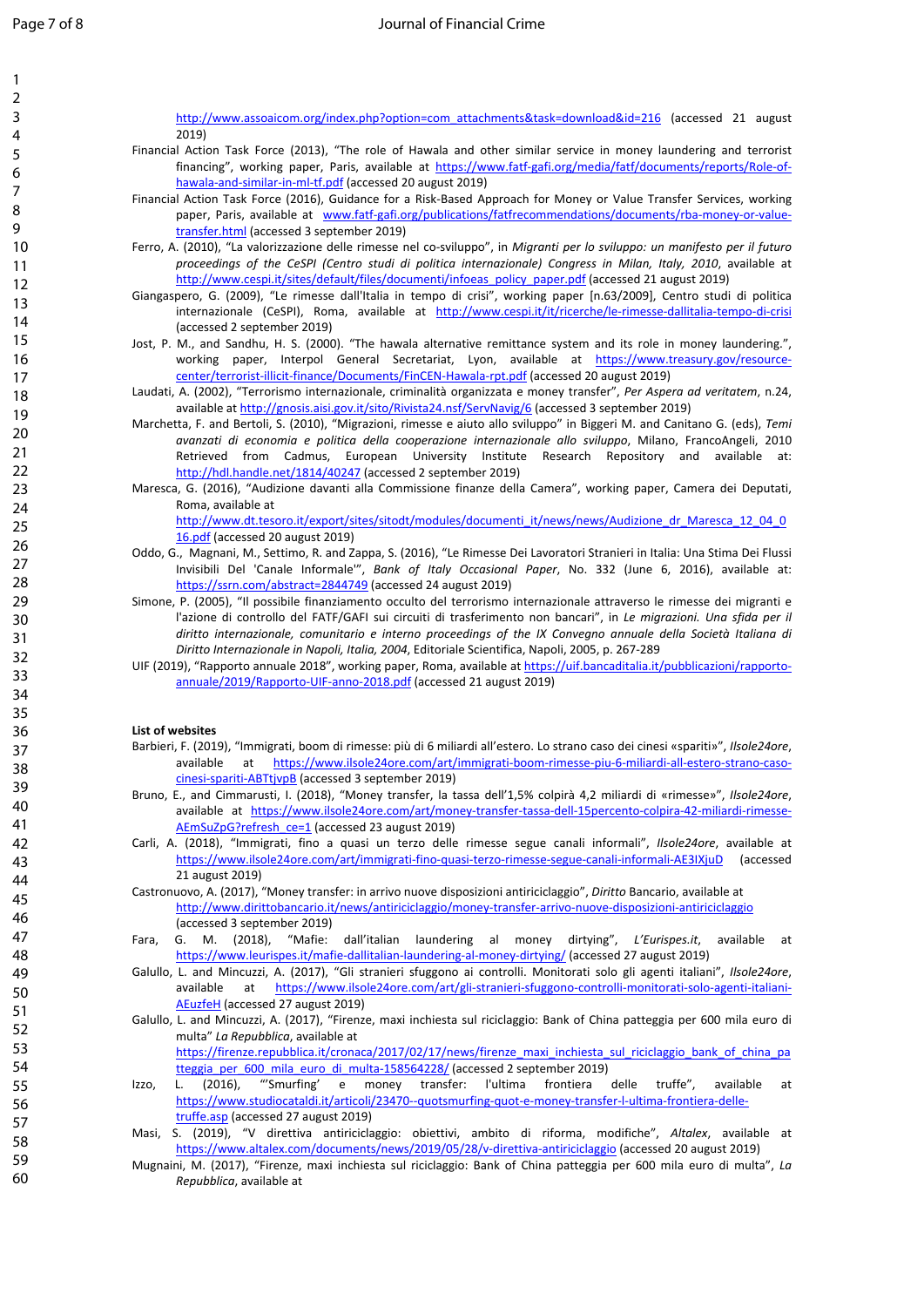http://www.assoaicom.org/index.php?option=com_attachments&task=download&id=216 (accessed 21 august 2019)

Financial Action Task Force (2013), "The role of Hawala and other similar service in money laundering and terrorist financing", working paper, Paris, available at https://www.fatf-gafi.org/media/fatf/documents/reports/Role-of-hawala-and-similar-in-ml-tf.pdf (accessed 20 august 2019)

Financial Action Task Force (2016), Guidance for a Risk-Based Approach for Money or Value Transfer Services, working paper, Paris, available at www.fatf-gafi.org/publications/fatfrecommendations/documents/rba-money-or-value-transfer.html (accessed 3 september 2019)

Ferro, A. (2010), "La valorizzazione delle rimesse nel co-sviluppo", in *Migranti per lo sviluppo: un manifesto per il futuro proceedings of the CeSPI (Centro studi di politica internazionale) Congress in Milan, Italy, 2010*, available at http://www.cespi.it/sites/default/files/documenti/infoeas_policy_paper.pdf (accessed 21 august 2019)

Giangaspero, G. (2009), "Le rimesse dall'Italia in tempo di crisi", working paper [n.63/2009], Centro studi di politica internazionale (CeSPI), Roma, available at http://www.cespi.it/it/ricerche/le-rimesse-dallitalia-tempo-di-crisi (accessed 2 september 2019)

Jost, P. M., and Sandhu, H. S. (2000). "The hawala alternative remittance system and its role in money laundering.", working paper, Interpol General Secretariat, Lyon, available at https://www.treasury.gov/resource-center/terrorist-illicit-finance/Documents/FinCEN-Hawala-rpt.pdf (accessed 20 august 2019)

Laudati, A. (2002), "Terrorismo internazionale, criminalità organizzata e money transfer", *Per Aspera ad veritatem*, n.24, available at http://gnosis.aisi.gov.it/sito/Rivista24.nsf/ServNavig/6 (accessed 3 september 2019)

Marchetta, F. and Bertoli, S. (2010), "Migrazioni, rimesse e aiuto allo sviluppo" in Biggeri M. and Canitano G. (eds), *Temi avanzati di economia e politica della cooperazione internazionale allo sviluppo*, Milano, FrancoAngeli, 2010 Retrieved from Cadmus, European University Institute Research Repository and available at: http://hdl.handle.net/1814/40247 (accessed 2 september 2019)

Maresca, G. (2016), "Audizione davanti alla Commissione finanze della Camera", working paper, Camera dei Deputati, Roma, available at http://www.dt.tesoro.it/export/sites/sitodt/modules/documenti_it/news/news/Audizione_dr_Maresca_12_04_016.pdf (accessed 20 august 2019)

Oddo, G., Magnani, M., Settimo, R. and Zappa, S. (2016), "Le Rimesse Dei Lavoratori Stranieri in Italia: Una Stima Dei Flussi Invisibili Del 'Canale Informale'", *Bank of Italy Occasional Paper*, No. 332 (June 6, 2016), available at: https://ssrn.com/abstract=2844749 (accessed 24 august 2019)

Simone, P. (2005), "Il possibile finanziamento occulto del terrorismo internazionale attraverso le rimesse dei migranti e l'azione di controllo del FATF/GAFI sui circuiti di trasferimento non bancari", in *Le migrazioni. Una sfida per il diritto internazionale, comunitario e interno proceedings of the IX Convegno annuale della Società Italiana di Diritto Internazionale in Napoli, Italia, 2004*, Editoriale Scientifica, Napoli, 2005, p. 267-289

UIF (2019), "Rapporto annuale 2018", working paper, Roma, available at https://uif.bancaditalia.it/pubblicazioni/rapporto-annuale/2019/Rapporto-UIF-anno-2018.pdf (accessed 21 august 2019)

**List of websites**

Barbieri, F. (2019), "Immigrati, boom di rimesse: più di 6 miliardi all'estero. Lo strano caso dei cinesi «spariti»", *Ilsole24ore*, available at https://www.ilsole24ore.com/art/immigrati-boom-rimesse-piu-6-miliardi-all-estero-strano-caso-cinesi-spariti-ABTtjvpB (accessed 3 september 2019)

Bruno, E., and Cimmarusti, I. (2018), "Money transfer, la tassa dell'1,5% colpirà 4,2 miliardi di «rimesse»", *Ilsole24ore*, available at https://www.ilsole24ore.com/art/money-transfer-tassa-dell-15percento-colpira-42-miliardi-rimesse-AEmSuZpG?refresh_ce=1 (accessed 23 august 2019)

Carli, A. (2018), "Immigrati, fino a quasi un terzo delle rimesse segue canali informali", *Ilsole24ore*, available at https://www.ilsole24ore.com/art/immigrati-fino-quasi-terzo-rimesse-segue-canali-informali-AE3lXjuD (accessed 21 august 2019)

Castronuovo, A. (2017), "Money transfer: in arrivo nuove disposizioni antiriciclaggio", *Diritto* Bancario, available at http://www.dirittobancario.it/news/antiriciclaggio/money-transfer-arrivo-nuove-disposizioni-antiriciclaggio (accessed 3 september 2019)

Fara, G. M. (2018), "Mafie: dall'italian laundering al money dirtying", *L'Eurispes.it*, available at https://www.leurispes.it/mafie-dallitalian-laundering-al-money-dirtying/ (accessed 27 august 2019)

Galullo, L. and Mincuzzi, A. (2017), "Gli stranieri sfuggono ai controlli. Monitorati solo gli agenti italiani", *Ilsole24ore*, available at https://www.ilsole24ore.com/art/gli-stranieri-sfuggono-controlli-monitorati-solo-agenti-italiani-AEuzfeH (accessed 27 august 2019)

Galullo, L. and Mincuzzi, A. (2017), "Firenze, maxi inchiesta sul riciclaggio: Bank of China patteggia per 600 mila euro di multa" *La Repubblica*, available at https://firenze.repubblica.it/cronaca/2017/02/17/news/firenze_maxi_inchiesta_sul_riciclaggio_bank_of_china_patteggia_per_600_mila_euro_di_multa-158564228/ (accessed 2 september 2019)

Izzo, L. (2016), "'Smurfing' e money transfer: l'ultima frontiera delle truffe", available at https://www.studiocataldi.it/articoli/23470--quotsmurfing-quot-e-money-transfer-l-ultima-frontiera-delle-truffe.asp (accessed 27 august 2019)

Masi, S. (2019), "V direttiva antiriciclaggio: obiettivi, ambito di riforma, modifiche", *Altalex*, available at https://www.altalex.com/documents/news/2019/05/28/v-direttiva-antiriciclaggio (accessed 20 august 2019)

Mugnaini, M. (2017), "Firenze, maxi inchiesta sul riciclaggio: Bank of China patteggia per 600 mila euro di multa", *La Repubblica*, available at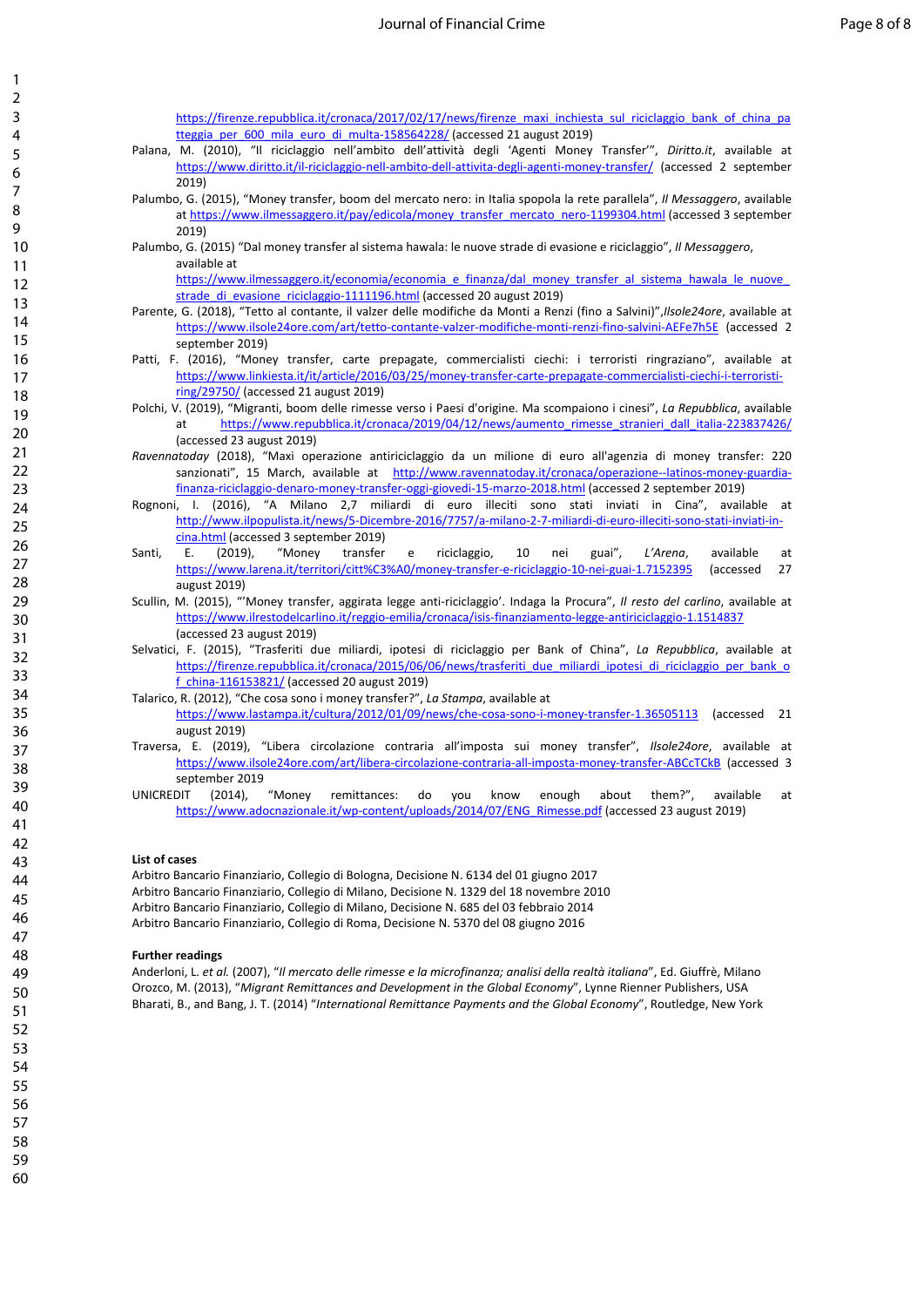https://firenze.repubblica.it/cronaca/2017/02/17/news/firenze_maxi_inchiesta_sul_riciclaggio_bank_of_china_patteggia_per_600_mila_euro_di_multa-158564228/ (accessed 21 august 2019)

Palana, M. (2010), "Il riciclaggio nell'ambito dell'attività degli 'Agenti Money Transfer'", *Diritto.it*, available at https://www.diritto.it/il-riciclaggio-nell-ambito-dell-attivita-degli-agenti-money-transfer/ (accessed 2 september 2019)

Palumbo, G. (2015), "Money transfer, boom del mercato nero: in Italia spopola la rete parallela", *Il Messaggero*, available at https://www.ilmessaggero.it/pay/edicola/money_transfer_mercato_nero-1199304.html (accessed 3 september 2019)

Palumbo, G. (2015) "Dal money transfer al sistema hawala: le nuove strade di evasione e riciclaggio", *Il Messaggero*, available at https://www.ilmessaggero.it/economia/economia_e_finanza/dal_money_transfer_al_sistema_hawala_le_nuove_strade_di_evasione_riciclaggio-1111196.html (accessed 20 august 2019)

Parente, G. (2018), "Tetto al contante, il valzer delle modifiche da Monti a Renzi (fino a Salvini)",*Ilsole24ore*, available at https://www.ilsole24ore.com/art/tetto-contante-valzer-modifiche-monti-renzi-fino-salvini-AEFe7h5E (accessed 2 september 2019)

Patti, F. (2016), "Money transfer, carte prepagate, commercialisti ciechi: i terroristi ringraziano", available at https://www.linkiesta.it/it/article/2016/03/25/money-transfer-carte-prepagate-commercialisti-ciechi-i-terroristi-ring/29750/ (accessed 21 august 2019)

Polchi, V. (2019), "Migranti, boom delle rimesse verso i Paesi d'origine. Ma scompaiono i cinesi", *La Repubblica*, available at https://www.repubblica.it/cronaca/2019/04/12/news/aumento_rimesse_stranieri_dall_italia-223837426/ (accessed 23 august 2019)

*Ravennatoday* (2018), "Maxi operazione antiriciclaggio da un milione di euro all'agenzia di money transfer: 220 sanzionati", 15 March, available at http://www.ravennatoday.it/cronaca/operazione--latinos-money-guardia-finanza-riciclaggio-denaro-money-transfer-oggi-giovedi-15-marzo-2018.html (accessed 2 september 2019)

Rognoni, I. (2016), "A Milano 2,7 miliardi di euro illeciti sono stati inviati in Cina", available at http://www.ilpopulista.it/news/5-Dicembre-2016/7757/a-milano-2-7-miliardi-di-euro-illeciti-sono-stati-inviati-in-cina.html (accessed 3 september 2019)

Santi, E. (2019), "Money transfer e riciclaggio, 10 nei guai", *L'Arena*, available at https://www.larena.it/territori/citt%C3%A0/money-transfer-e-riciclaggio-10-nei-guai-1.7152395 (accessed 27 august 2019)

Scullin, M. (2015), "'Money transfer, aggirata legge anti-riciclaggio'. Indaga la Procura", *Il resto del carlino*, available at https://www.ilrestodelcarlino.it/reggio-emilia/cronaca/isis-finanziamento-legge-antiriciclaggio-1.1514837 (accessed 23 august 2019)

Selvatici, F. (2015), "Trasferiti due miliardi, ipotesi di riciclaggio per Bank of China", *La Repubblica*, available at https://firenze.repubblica.it/cronaca/2015/06/06/news/trasferiti_due_miliardi_ipotesi_di_riciclaggio_per_bank_of_china-116153821/ (accessed 20 august 2019)

Talarico, R. (2012), "Che cosa sono i money transfer?", *La Stampa*, available at https://www.lastampa.it/cultura/2012/01/09/news/che-cosa-sono-i-money-transfer-1.36505113 (accessed 21 august 2019)

Traversa, E. (2019), "Libera circolazione contraria all'imposta sui money transfer", *Ilsole24ore*, available at https://www.ilsole24ore.com/art/libera-circolazione-contraria-all-imposta-money-transfer-ABCcTCkB (accessed 3 september 2019

UNICREDIT (2014), "Money remittances: do you know enough about them?", available at https://www.adocnazionale.it/wp-content/uploads/2014/07/ENG_Rimesse.pdf (accessed 23 august 2019)

**List of cases**

Arbitro Bancario Finanziario, Collegio di Bologna, Decisione N. 6134 del 01 giugno 2017
Arbitro Bancario Finanziario, Collegio di Milano, Decisione N. 1329 del 18 novembre 2010
Arbitro Bancario Finanziario, Collegio di Milano, Decisione N. 685 del 03 febbraio 2014
Arbitro Bancario Finanziario, Collegio di Roma, Decisione N. 5370 del 08 giugno 2016

**Further readings**

Anderloni, L. *et al.* (2007), "*Il mercato delle rimesse e la microfinanza; analisi della realtà italiana*", Ed. Giuffrè, Milano
Orozco, M. (2013), "*Migrant Remittances and Development in the Global Economy*", Lynne Rienner Publishers, USA
Bharati, B., and Bang, J. T. (2014) "*International Remittance Payments and the Global Economy*", Routledge, New York